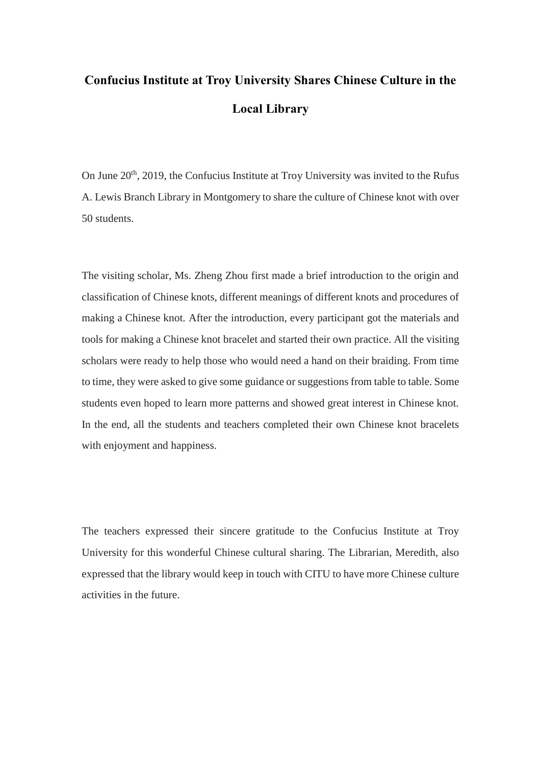# Confucius Institute at Troy University Shares Chinese Culture in the Local Library

On June 20th, 2019, the Confucius Institute at Troy University was invited to the Rufus A. Lewis Branch Library in Montgomery to share the culture of Chinese knot with over 50 students.

The visiting scholar, Ms. Zheng Zhou first made a brief introduction to the origin and classification of Chinese knots, different meanings of different knots and procedures of making a Chinese knot. After the introduction, every participant got the materials and tools for making a Chinese knot bracelet and started their own practice. All the visiting scholars were ready to help those who would need a hand on their braiding. From time to time, they were asked to give some guidance or suggestions from table to table. Some students even hoped to learn more patterns and showed great interest in Chinese knot. In the end, all the students and teachers completed their own Chinese knot bracelets with enjoyment and happiness.

The teachers expressed their sincere gratitude to the Confucius Institute at Troy University for this wonderful Chinese cultural sharing. The Librarian, Meredith, also expressed that the library would keep in touch with CITU to have more Chinese culture activities in the future.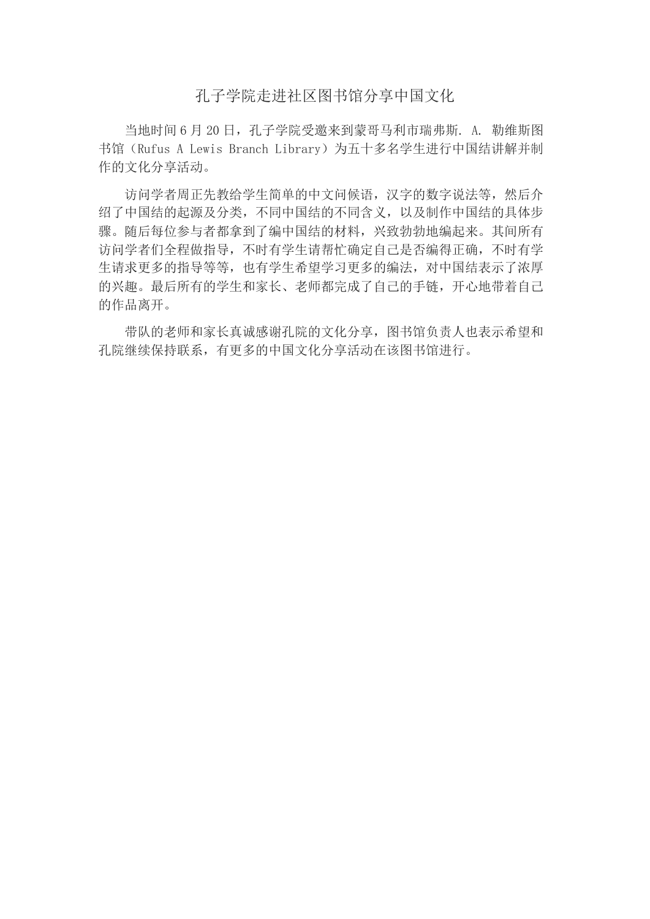# 孔子学院走进社区图书馆分享中国文化

当地时间 6 月 20 日，孔子学院受邀来到蒙哥马利市瑞弗斯. A. 勒维斯图书馆（Rufus A Lewis Branch Library）为五十多名学生进行中国结讲解并制作的文化分享活动。

访问学者周正先教给学生简单的中文问候语，汉字的数字说法等，然后介绍了中国结的起源及分类，不同中国结的不同含义，以及制作中国结的具体步骤。随后每位参与者都拿到了编中国结的材料，兴致勃勃地编起来。其间所有访问学者们全程做指导，不时有学生请帮忙确定自己是否编得正确，不时有学生请求更多的指导等等，也有学生希望学习更多的编法，对中国结表示了浓厚的兴趣。最后所有的学生和家长、老师都完成了自己的手链，开心地带着自己的作品离开。

带队的老师和家长真诚感谢孔院的文化分享，图书馆负责人也表示希望和孔院继续保持联系，有更多的中国文化分享活动在该图书馆进行。